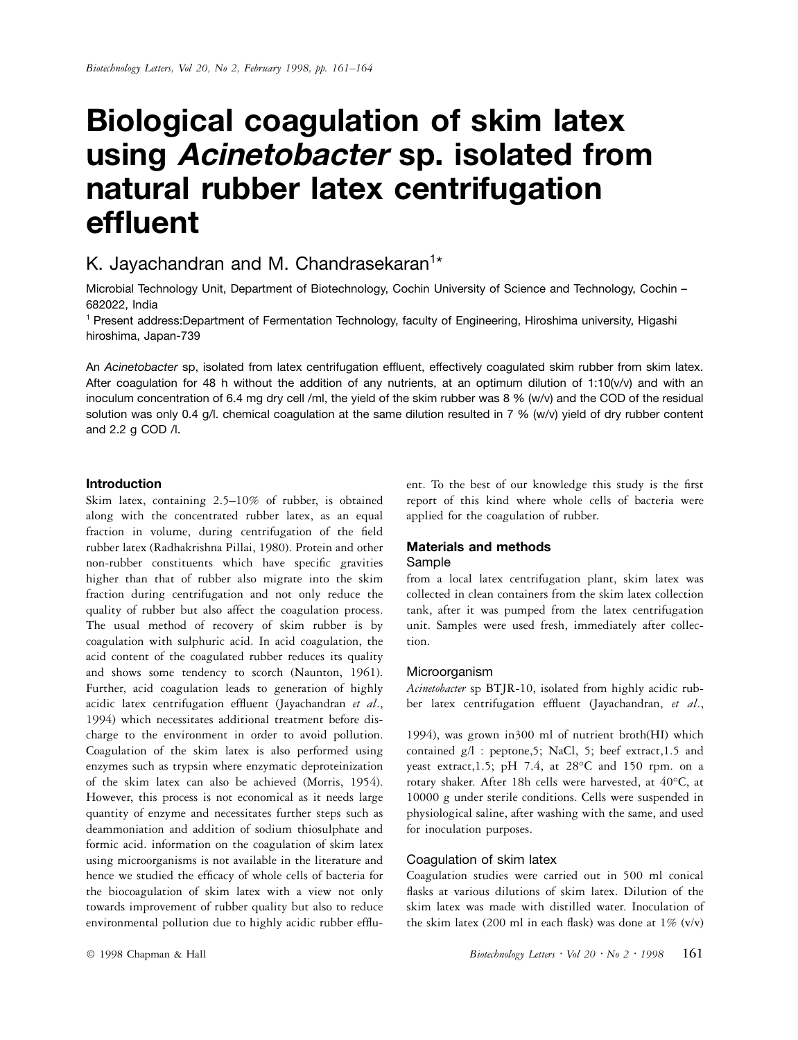# Biological coagulation of skim latex using *Acinetobacter* sp. isolated from natural rubber latex centrifugation effluent

K. Jayachandran and M. Chandrasekaran[1]*

Microbial Technology Unit, Department of Biotechnology, Cochin University of Science and Technology, Cochin – 682022, India

[1] Present address:Department of Fermentation Technology, faculty of Engineering, Hiroshima university, Higashi hiroshima, Japan-739

An *Acinetobacter* sp, isolated from latex centrifugation effluent, effectively coagulated skim rubber from skim latex. After coagulation for 48 h without the addition of any nutrients, at an optimum dilution of 1:10(v/v) and with an inoculum concentration of 6.4 mg dry cell /ml, the yield of the skim rubber was 8 % (w/v) and the COD of the residual solution was only 0.4 g/l. chemical coagulation at the same dilution resulted in 7 % (w/v) yield of dry rubber content and 2.2 g COD /l.

## Introduction

Skim latex, containing 2.5–10% of rubber, is obtained along with the concentrated rubber latex, as an equal fraction in volume, during centrifugation of the field rubber latex (Radhakrishna Pillai, 1980). Protein and other non-rubber constituents which have specific gravities higher than that of rubber also migrate into the skim fraction during centrifugation and not only reduce the quality of rubber but also affect the coagulation process. The usual method of recovery of skim rubber is by coagulation with sulphuric acid. In acid coagulation, the acid content of the coagulated rubber reduces its quality and shows some tendency to scorch (Naunton, 1961). Further, acid coagulation leads to generation of highly acidic latex centrifugation effluent (Jayachandran *et al*., 1994) which necessitates additional treatment before discharge to the environment in order to avoid pollution. Coagulation of the skim latex is also performed using enzymes such as trypsin where enzymatic deproteinization of the skim latex can also be achieved (Morris, 1954). However, this process is not economical as it needs large quantity of enzyme and necessitates further steps such as deammoniation and addition of sodium thiosulphate and formic acid. information on the coagulation of skim latex using microorganisms is not available in the literature and hence we studied the efficacy of whole cells of bacteria for the biocoagulation of skim latex with a view not only towards improvement of rubber quality but also to reduce environmental pollution due to highly acidic rubber effluent. To the best of our knowledge this study is the first report of this kind where whole cells of bacteria were applied for the coagulation of rubber.

## Materials and methods

### Sample

from a local latex centrifugation plant, skim latex was collected in clean containers from the skim latex collection tank, after it was pumped from the latex centrifugation unit. Samples were used fresh, immediately after collection.

### Microorganism

*Acinetobacter* sp BTJR-10, isolated from highly acidic rubber latex centrifugation effluent (Jayachandran, *et al*., 1994), was grown in300 ml of nutrient broth(HI) which contained g/l : peptone,5; NaCl, 5; beef extract,1.5 and yeast extract,1.5; pH 7.4, at 28°C and 150 rpm. on a rotary shaker. After 18h cells were harvested, at 40°C, at 10000 g under sterile conditions. Cells were suspended in physiological saline, after washing with the same, and used for inoculation purposes.

### Coagulation of skim latex

Coagulation studies were carried out in 500 ml conical flasks at various dilutions of skim latex. Dilution of the skim latex was made with distilled water. Inoculation of the skim latex (200 ml in each flask) was done at 1% (v/v)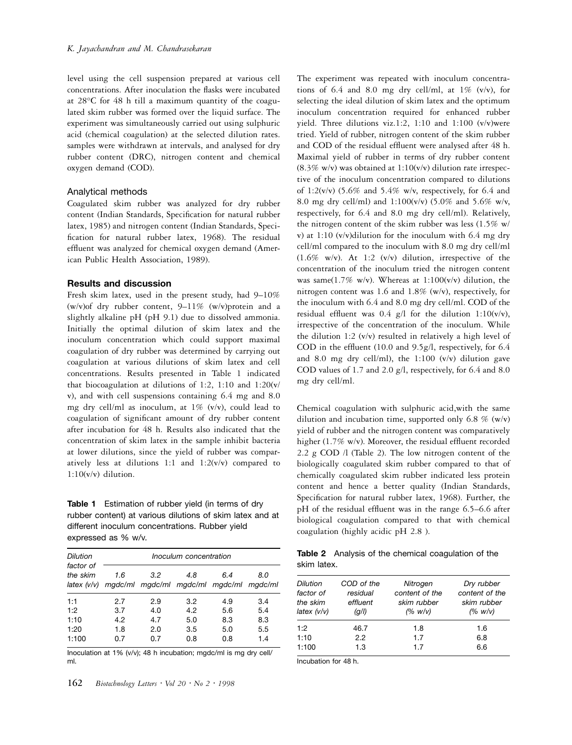level using the cell suspension prepared at various cell concentrations. After inoculation the flasks were incubated at 28°C for 48 h till a maximum quantity of the coagulated skim rubber was formed over the liquid surface. The experiment was simultaneously carried out using sulphuric acid (chemical coagulation) at the selected dilution rates. samples were withdrawn at intervals, and analysed for dry rubber content (DRC), nitrogen content and chemical oxygen demand (COD).

### Analytical methods

Coagulated skim rubber was analyzed for dry rubber content (Indian Standards, Specification for natural rubber latex, 1985) and nitrogen content (Indian Standards, Specification for natural rubber latex, 1968). The residual effluent was analyzed for chemical oxygen demand (American Public Health Association, 1989).

## Results and discussion

Fresh skim latex, used in the present study, had 9–10% (w/v)of dry rubber content, 9–11% (w/v)protein and a slightly alkaline pH (pH 9.1) due to dissolved ammonia. Initially the optimal dilution of skim latex and the inoculum concentration which could support maximal coagulation of dry rubber was determined by carrying out coagulation at various dilutions of skim latex and cell concentrations. Results presented in Table 1 indicated that biocoagulation at dilutions of 1:2, 1:10 and 1:20(v/v), and with cell suspensions containing 6.4 mg and 8.0 mg dry cell/ml as inoculum, at 1% (v/v), could lead to coagulation of significant amount of dry rubber content after incubation for 48 h. Results also indicated that the concentration of skim latex in the sample inhibit bacteria at lower dilutions, since the yield of rubber was comparatively less at dilutions 1:1 and 1:2(v/v) compared to 1:10(v/v) dilution.

**Table 1** Estimation of rubber yield (in terms of dry rubber content) at various dilutions of skim latex and at different inoculum concentrations. Rubber yield expressed as % w/v.

| Dilution factor of the skim latex (v/v) | Inoculum concentration | | | | |
|---|---|---|---|---|---|
| | 1.6 mgdc/ml | 3.2 mgdc/ml | 4.8 mgdc/ml | 6.4 mgdc/ml | 8.0 mgdc/ml |
| 1:1 | 2.7 | 2.9 | 3.2 | 4.9 | 3.4 |
| 1:2 | 3.7 | 4.0 | 4.2 | 5.6 | 5.4 |
| 1:10 | 4.2 | 4.7 | 5.0 | 8.3 | 8.3 |
| 1:20 | 1.8 | 2.0 | 3.5 | 5.0 | 5.5 |
| 1:100 | 0.7 | 0.7 | 0.8 | 0.8 | 1.4 |

Inoculation at 1% (v/v); 48 h incubation; mgdc/ml is mg dry cell/ml.

The experiment was repeated with inoculum concentrations of 6.4 and 8.0 mg dry cell/ml, at 1% (v/v), for selecting the ideal dilution of skim latex and the optimum inoculum concentration required for enhanced rubber yield. Three dilutions viz.1:2, 1:10 and 1:100 (v/v)were tried. Yield of rubber, nitrogen content of the skim rubber and COD of the residual effluent were analysed after 48 h. Maximal yield of rubber in terms of dry rubber content (8.3% w/v) was obtained at 1:10(v/v) dilution rate irrespective of the inoculum concentration compared to dilutions of 1:2(v/v) (5.6% and 5.4% w/v, respectively, for 6.4 and 8.0 mg dry cell/ml) and 1:100(v/v) (5.0% and 5.6% w/v, respectively, for 6.4 and 8.0 mg dry cell/ml). Relatively, the nitrogen content of the skim rubber was less (1.5% w/v) at 1:10 (v/v)dilution for the inoculum with 6.4 mg dry cell/ml compared to the inoculum with 8.0 mg dry cell/ml (1.6% w/v). At 1:2 (v/v) dilution, irrespective of the concentration of the inoculum tried the nitrogen content was same(1.7% w/v). Whereas at 1:100(v/v) dilution, the nitrogen content was 1.6 and 1.8% (w/v), respectively, for the inoculum with 6.4 and 8.0 mg dry cell/ml. COD of the residual effluent was 0.4 g/l for the dilution 1:10(v/v), irrespective of the concentration of the inoculum. While the dilution 1:2 (v/v) resulted in relatively a high level of COD in the effluent (10.0 and 9.5g/l, respectively, for 6.4 and 8.0 mg dry cell/ml), the 1:100 (v/v) dilution gave COD values of 1.7 and 2.0 g/l, respectively, for 6.4 and 8.0 mg dry cell/ml.

Chemical coagulation with sulphuric acid,with the same dilution and incubation time, supported only 6.8 % (w/v) yield of rubber and the nitrogen content was comparatively higher (1.7% w/v). Moreover, the residual effluent recorded 2.2 g COD /l (Table 2). The low nitrogen content of the biologically coagulated skim rubber compared to that of chemically coagulated skim rubber indicated less protein content and hence a better quality (Indian Standards, Specification for natural rubber latex, 1968). Further, the pH of the residual effluent was in the range 6.5–6.6 after biological coagulation compared to that with chemical coagulation (highly acidic pH 2.8 ).

**Table 2** Analysis of the chemical coagulation of the skim latex.

| Dilution factor of the skim latex (v/v) | COD of the residual effluent (g/l) | Nitrogen content of the skim rubber (% w/v) | Dry rubber content of the skim rubber (% w/v) |
|---|---|---|---|
| 1:2 | 46.7 | 1.8 | 1.6 |
| 1:10 | 2.2 | 1.7 | 6.8 |
| 1:100 | 1.3 | 1.7 | 6.6 |

Incubation for 48 h.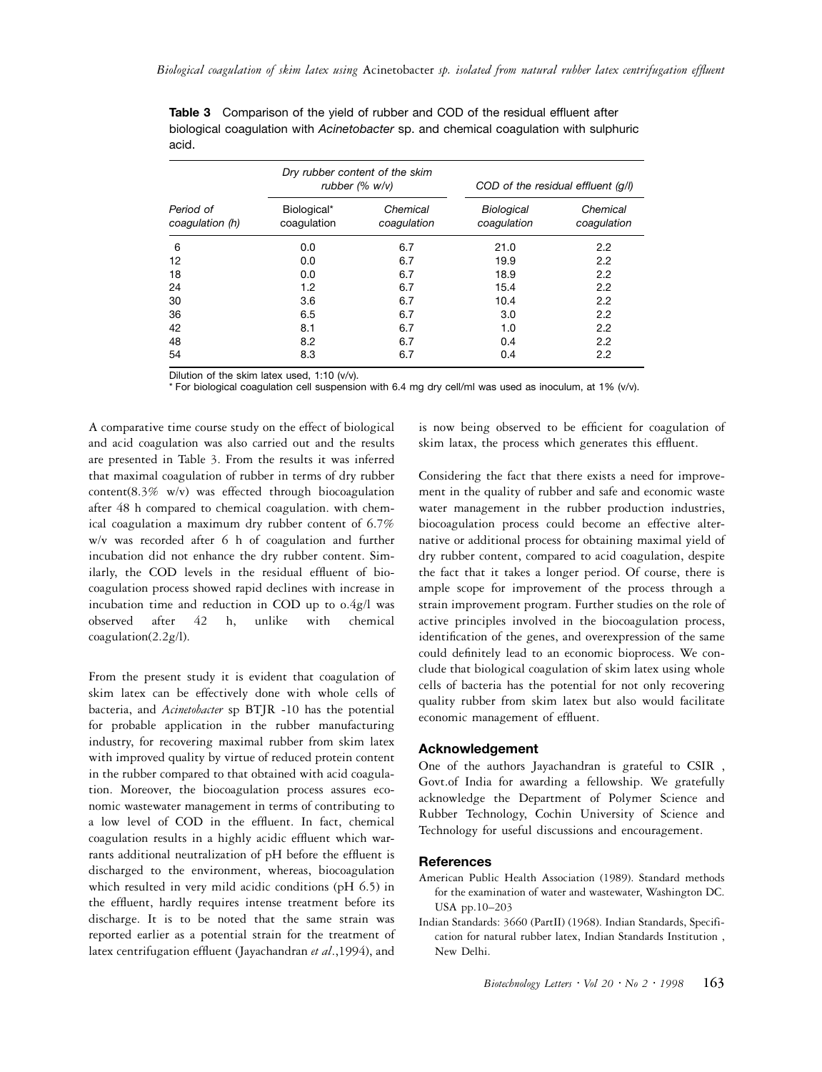**Table 3** Comparison of the yield of rubber and COD of the residual effluent after biological coagulation with *Acinetobacter* sp. and chemical coagulation with sulphuric acid.

| | Dry rubber content of the skim rubber (% w/v) | | COD of the residual effluent (g/l) | |
|---|---|---|---|---|
| *Period of coagulation (h)* | Biological* coagulation | *Chemical coagulation* | *Biological coagulation* | *Chemical coagulation* |
| 6 | 0.0 | 6.7 | 21.0 | 2.2 |
| 12 | 0.0 | 6.7 | 19.9 | 2.2 |
| 18 | 0.0 | 6.7 | 18.9 | 2.2 |
| 24 | 1.2 | 6.7 | 15.4 | 2.2 |
| 30 | 3.6 | 6.7 | 10.4 | 2.2 |
| 36 | 6.5 | 6.7 | 3.0 | 2.2 |
| 42 | 8.1 | 6.7 | 1.0 | 2.2 |
| 48 | 8.2 | 6.7 | 0.4 | 2.2 |
| 54 | 8.3 | 6.7 | 0.4 | 2.2 |

Dilution of the skim latex used, 1:10 (v/v).
* For biological coagulation cell suspension with 6.4 mg dry cell/ml was used as inoculum, at 1% (v/v).

A comparative time course study on the effect of biological and acid coagulation was also carried out and the results are presented in Table 3. From the results it was inferred that maximal coagulation of rubber in terms of dry rubber content(8.3% w/v) was effected through biocoagulation after 48 h compared to chemical coagulation. with chemical coagulation a maximum dry rubber content of 6.7% w/v was recorded after 6 h of coagulation and further incubation did not enhance the dry rubber content. Similarly, the COD levels in the residual effluent of biocoagulation process showed rapid declines with increase in incubation time and reduction in COD up to o.4g/l was observed after 42 h, unlike with chemical coagulation(2.2g/l).

From the present study it is evident that coagulation of skim latex can be effectively done with whole cells of bacteria, and *Acinetobacter* sp BTJR -10 has the potential for probable application in the rubber manufacturing industry, for recovering maximal rubber from skim latex with improved quality by virtue of reduced protein content in the rubber compared to that obtained with acid coagulation. Moreover, the biocoagulation process assures economic wastewater management in terms of contributing to a low level of COD in the effluent. In fact, chemical coagulation results in a highly acidic effluent which warrants additional neutralization of pH before the effluent is discharged to the environment, whereas, biocoagulation which resulted in very mild acidic conditions (pH 6.5) in the effluent, hardly requires intense treatment before its discharge. It is to be noted that the same strain was reported earlier as a potential strain for the treatment of latex centrifugation effluent (Jayachandran *et al*.,1994), and is now being observed to be efficient for coagulation of skim latax, the process which generates this effluent.

Considering the fact that there exists a need for improvement in the quality of rubber and safe and economic waste water management in the rubber production industries, biocoagulation process could become an effective alternative or additional process for obtaining maximal yield of dry rubber content, compared to acid coagulation, despite the fact that it takes a longer period. Of course, there is ample scope for improvement of the process through a strain improvement program. Further studies on the role of active principles involved in the biocoagulation process, identification of the genes, and overexpression of the same could definitely lead to an economic bioprocess. We conclude that biological coagulation of skim latex using whole cells of bacteria has the potential for not only recovering quality rubber from skim latex but also would facilitate economic management of effluent.

## Acknowledgement

One of the authors Jayachandran is grateful to CSIR , Govt.of India for awarding a fellowship. We gratefully acknowledge the Department of Polymer Science and Rubber Technology, Cochin University of Science and Technology for useful discussions and encouragement.

## References

American Public Health Association (1989). Standard methods for the examination of water and wastewater, Washington DC. USA pp.10–203

Indian Standards: 3660 (PartII) (1968). Indian Standards, Specification for natural rubber latex, Indian Standards Institution , New Delhi.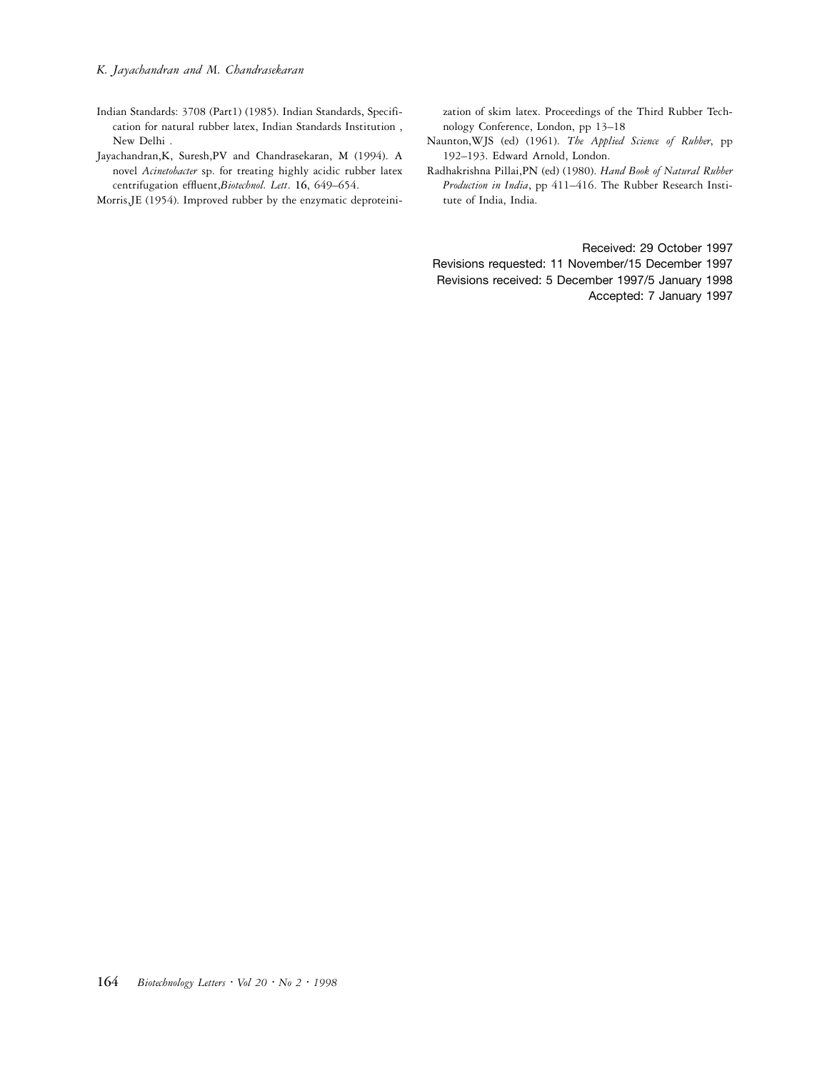Indian Standards: 3708 (Part1) (1985). Indian Standards, Specification for natural rubber latex, Indian Standards Institution , New Delhi .

Jayachandran,K, Suresh,PV and Chandrasekaran, M (1994). A novel *Acinetobacter* sp. for treating highly acidic rubber latex centrifugation effluent,*Biotechnol. Lett*. **16**, 649–654.

Morris,JE (1954). Improved rubber by the enzymatic deproteinization of skim latex. Proceedings of the Third Rubber Technology Conference, London, pp 13–18

Naunton,WJS (ed) (1961). *The Applied Science of Rubber*, pp 192–193. Edward Arnold, London.

Radhakrishna Pillai,PN (ed) (1980). *Hand Book of Natural Rubber Production in India*, pp 411–416. The Rubber Research Institute of India, India.

Received: 29 October 1997
Revisions requested: 11 November/15 December 1997
Revisions received: 5 December 1997/5 January 1998
Accepted: 7 January 1997